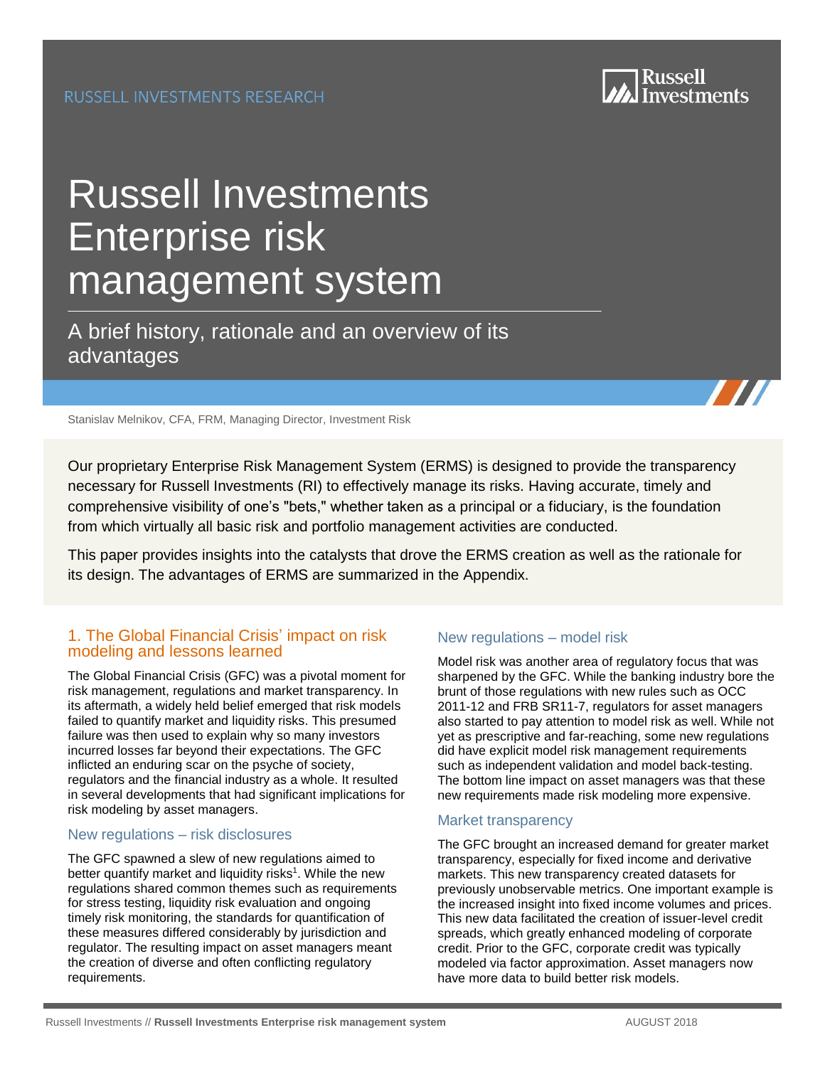RUSSELL INVESTMENTS RESEARCH

# Russell Investments Enterprise risk management system

## A brief history, rationale and an overview of its advantages

Stanislav Melnikov, CFA, FRM, Managing Director, Investment Risk

Our proprietary Enterprise Risk Management System (ERMS) is designed to provide the transparency necessary for Russell Investments (RI) to effectively manage its risks. Having accurate, timely and comprehensive visibility of one's "bets," whether taken as a principal or a fiduciary, is the foundation from which virtually all basic risk and portfolio management activities are conducted.

This paper provides insights into the catalysts that drove the ERMS creation as well as the rationale for its design. The advantages of ERMS are summarized in the Appendix.

## 1. The Global Financial Crisis' impact on risk modeling and lessons learned

The Global Financial Crisis (GFC) was a pivotal moment for risk management, regulations and market transparency. In its aftermath, a widely held belief emerged that risk models failed to quantify market and liquidity risks. This presumed failure was then used to explain why so many investors incurred losses far beyond their expectations. The GFC inflicted an enduring scar on the psyche of society, regulators and the financial industry as a whole. It resulted in several developments that had significant implications for risk modeling by asset managers.

### New regulations – risk disclosures

The GFC spawned a slew of new regulations aimed to better quantify market and liquidity risks[1]. While the new regulations shared common themes such as requirements for stress testing, liquidity risk evaluation and ongoing timely risk monitoring, the standards for quantification of these measures differed considerably by jurisdiction and regulator. The resulting impact on asset managers meant the creation of diverse and often conflicting regulatory requirements.

### New regulations – model risk

Model risk was another area of regulatory focus that was sharpened by the GFC. While the banking industry bore the brunt of those regulations with new rules such as OCC 2011-12 and FRB SR11-7, regulators for asset managers also started to pay attention to model risk as well. While not yet as prescriptive and far-reaching, some new regulations did have explicit model risk management requirements such as independent validation and model back-testing. The bottom line impact on asset managers was that these new requirements made risk modeling more expensive.

### Market transparency

The GFC brought an increased demand for greater market transparency, especially for fixed income and derivative markets. This new transparency created datasets for previously unobservable metrics. One important example is the increased insight into fixed income volumes and prices. This new data facilitated the creation of issuer-level credit spreads, which greatly enhanced modeling of corporate credit. Prior to the GFC, corporate credit was typically modeled via factor approximation. Asset managers now have more data to build better risk models.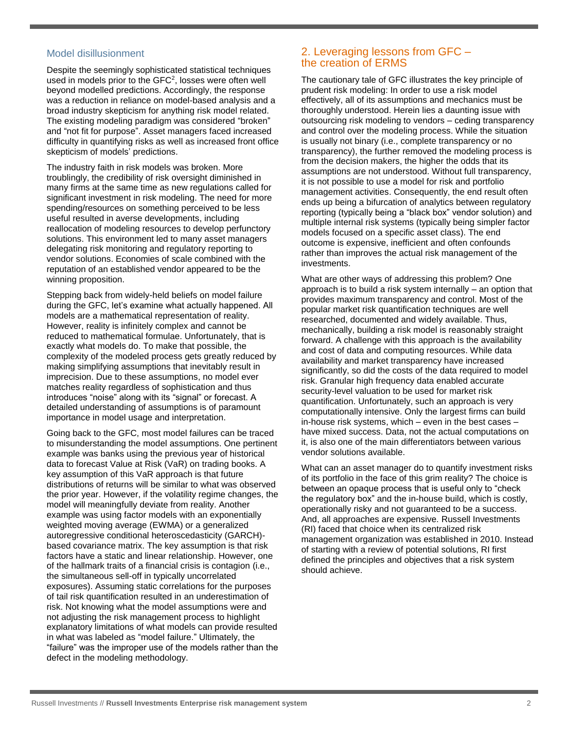## Model disillusionment

Despite the seemingly sophisticated statistical techniques used in models prior to the GFC[2], losses were often well beyond modelled predictions. Accordingly, the response was a reduction in reliance on model-based analysis and a broad industry skepticism for anything risk model related. The existing modeling paradigm was considered "broken" and "not fit for purpose". Asset managers faced increased difficulty in quantifying risks as well as increased front office skepticism of models' predictions.

The industry faith in risk models was broken. More troublingly, the credibility of risk oversight diminished in many firms at the same time as new regulations called for significant investment in risk modeling. The need for more spending/resources on something perceived to be less useful resulted in averse developments, including reallocation of modeling resources to develop perfunctory solutions. This environment led to many asset managers delegating risk monitoring and regulatory reporting to vendor solutions. Economies of scale combined with the reputation of an established vendor appeared to be the winning proposition.

Stepping back from widely-held beliefs on model failure during the GFC, let's examine what actually happened. All models are a mathematical representation of reality. However, reality is infinitely complex and cannot be reduced to mathematical formulae. Unfortunately, that is exactly what models do. To make that possible, the complexity of the modeled process gets greatly reduced by making simplifying assumptions that inevitably result in imprecision. Due to these assumptions, no model ever matches reality regardless of sophistication and thus introduces "noise" along with its "signal" or forecast. A detailed understanding of assumptions is of paramount importance in model usage and interpretation.

Going back to the GFC, most model failures can be traced to misunderstanding the model assumptions. One pertinent example was banks using the previous year of historical data to forecast Value at Risk (VaR) on trading books. A key assumption of this VaR approach is that future distributions of returns will be similar to what was observed the prior year. However, if the volatility regime changes, the model will meaningfully deviate from reality. Another example was using factor models with an exponentially weighted moving average (EWMA) or a generalized autoregressive conditional heteroscedasticity (GARCH)-based covariance matrix. The key assumption is that risk factors have a static and linear relationship. However, one of the hallmark traits of a financial crisis is contagion (i.e., the simultaneous sell-off in typically uncorrelated exposures). Assuming static correlations for the purposes of tail risk quantification resulted in an underestimation of risk. Not knowing what the model assumptions were and not adjusting the risk management process to highlight explanatory limitations of what models can provide resulted in what was labeled as "model failure." Ultimately, the "failure" was the improper use of the models rather than the defect in the modeling methodology.

## 2. Leveraging lessons from GFC – the creation of ERMS

The cautionary tale of GFC illustrates the key principle of prudent risk modeling: In order to use a risk model effectively, all of its assumptions and mechanics must be thoroughly understood. Herein lies a daunting issue with outsourcing risk modeling to vendors – ceding transparency and control over the modeling process. While the situation is usually not binary (i.e., complete transparency or no transparency), the further removed the modeling process is from the decision makers, the higher the odds that its assumptions are not understood. Without full transparency, it is not possible to use a model for risk and portfolio management activities. Consequently, the end result often ends up being a bifurcation of analytics between regulatory reporting (typically being a "black box" vendor solution) and multiple internal risk systems (typically being simpler factor models focused on a specific asset class). The end outcome is expensive, inefficient and often confounds rather than improves the actual risk management of the investments.

What are other ways of addressing this problem? One approach is to build a risk system internally – an option that provides maximum transparency and control. Most of the popular market risk quantification techniques are well researched, documented and widely available. Thus, mechanically, building a risk model is reasonably straight forward. A challenge with this approach is the availability and cost of data and computing resources. While data availability and market transparency have increased significantly, so did the costs of the data required to model risk. Granular high frequency data enabled accurate security-level valuation to be used for market risk quantification. Unfortunately, such an approach is very computationally intensive. Only the largest firms can build in-house risk systems, which – even in the best cases – have mixed success. Data, not the actual computations on it, is also one of the main differentiators between various vendor solutions available.

What can an asset manager do to quantify investment risks of its portfolio in the face of this grim reality? The choice is between an opaque process that is useful only to "check the regulatory box" and the in-house build, which is costly, operationally risky and not guaranteed to be a success. And, all approaches are expensive. Russell Investments (RI) faced that choice when its centralized risk management organization was established in 2010. Instead of starting with a review of potential solutions, RI first defined the principles and objectives that a risk system should achieve.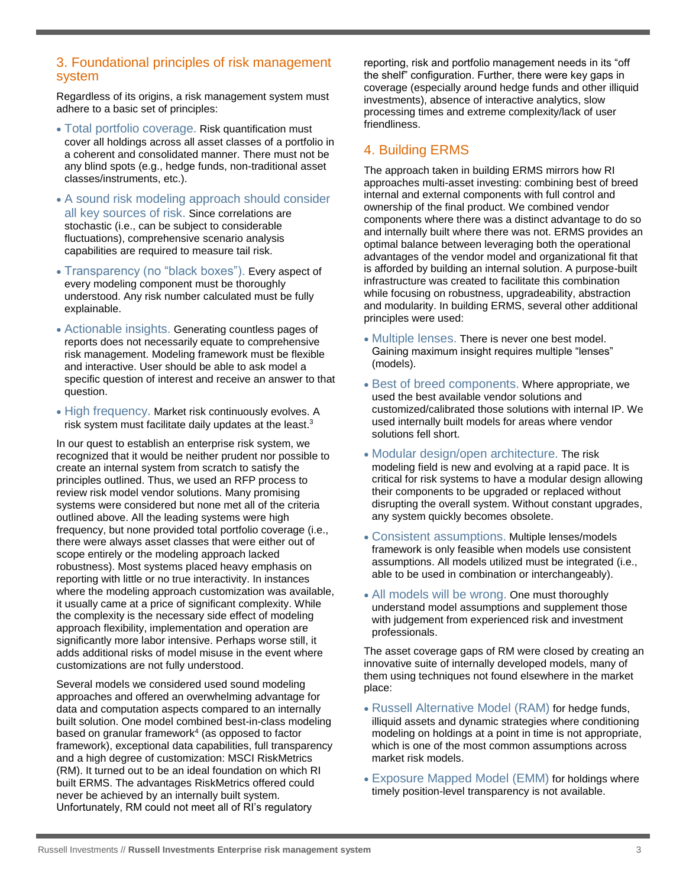## 3. Foundational principles of risk management system

Regardless of its origins, a risk management system must adhere to a basic set of principles:

- **Total portfolio coverage.** Risk quantification must cover all holdings across all asset classes of a portfolio in a coherent and consolidated manner. There must not be any blind spots (e.g., hedge funds, non-traditional asset classes/instruments, etc.).
- **A sound risk modeling approach should consider all key sources of risk.** Since correlations are stochastic (i.e., can be subject to considerable fluctuations), comprehensive scenario analysis capabilities are required to measure tail risk.
- **Transparency (no "black boxes").** Every aspect of every modeling component must be thoroughly understood. Any risk number calculated must be fully explainable.
- **Actionable insights.** Generating countless pages of reports does not necessarily equate to comprehensive risk management. Modeling framework must be flexible and interactive. User should be able to ask model a specific question of interest and receive an answer to that question.
- **High frequency.** Market risk continuously evolves. A risk system must facilitate daily updates at the least.[3]

In our quest to establish an enterprise risk system, we recognized that it would be neither prudent nor possible to create an internal system from scratch to satisfy the principles outlined. Thus, we used an RFP process to review risk model vendor solutions. Many promising systems were considered but none met all of the criteria outlined above. All the leading systems were high frequency, but none provided total portfolio coverage (i.e., there were always asset classes that were either out of scope entirely or the modeling approach lacked robustness). Most systems placed heavy emphasis on reporting with little or no true interactivity. In instances where the modeling approach customization was available, it usually came at a price of significant complexity. While the complexity is the necessary side effect of modeling approach flexibility, implementation and operation are significantly more labor intensive. Perhaps worse still, it adds additional risks of model misuse in the event where customizations are not fully understood.

Several models we considered used sound modeling approaches and offered an overwhelming advantage for data and computation aspects compared to an internally built solution. One model combined best-in-class modeling based on granular framework[4] (as opposed to factor framework), exceptional data capabilities, full transparency and a high degree of customization: MSCI RiskMetrics (RM). It turned out to be an ideal foundation on which RI built ERMS. The advantages RiskMetrics offered could never be achieved by an internally built system. Unfortunately, RM could not meet all of RI's regulatory reporting, risk and portfolio management needs in its "off the shelf" configuration. Further, there were key gaps in coverage (especially around hedge funds and other illiquid investments), absence of interactive analytics, slow processing times and extreme complexity/lack of user friendliness.

## 4. Building ERMS

The approach taken in building ERMS mirrors how RI approaches multi-asset investing: combining best of breed internal and external components with full control and ownership of the final product. We combined vendor components where there was a distinct advantage to do so and internally built where there was not. ERMS provides an optimal balance between leveraging both the operational advantages of the vendor model and organizational fit that is afforded by building an internal solution. A purpose-built infrastructure was created to facilitate this combination while focusing on robustness, upgradeability, abstraction and modularity. In building ERMS, several other additional principles were used:

- **Multiple lenses.** There is never one best model. Gaining maximum insight requires multiple "lenses" (models).
- **Best of breed components.** Where appropriate, we used the best available vendor solutions and customized/calibrated those solutions with internal IP. We used internally built models for areas where vendor solutions fell short.
- **Modular design/open architecture.** The risk modeling field is new and evolving at a rapid pace. It is critical for risk systems to have a modular design allowing their components to be upgraded or replaced without disrupting the overall system. Without constant upgrades, any system quickly becomes obsolete.
- **Consistent assumptions.** Multiple lenses/models framework is only feasible when models use consistent assumptions. All models utilized must be integrated (i.e., able to be used in combination or interchangeably).
- **All models will be wrong.** One must thoroughly understand model assumptions and supplement those with judgement from experienced risk and investment professionals.

The asset coverage gaps of RM were closed by creating an innovative suite of internally developed models, many of them using techniques not found elsewhere in the market place:

- **Russell Alternative Model (RAM)** for hedge funds, illiquid assets and dynamic strategies where conditioning modeling on holdings at a point in time is not appropriate, which is one of the most common assumptions across market risk models.
- **Exposure Mapped Model (EMM)** for holdings where timely position-level transparency is not available.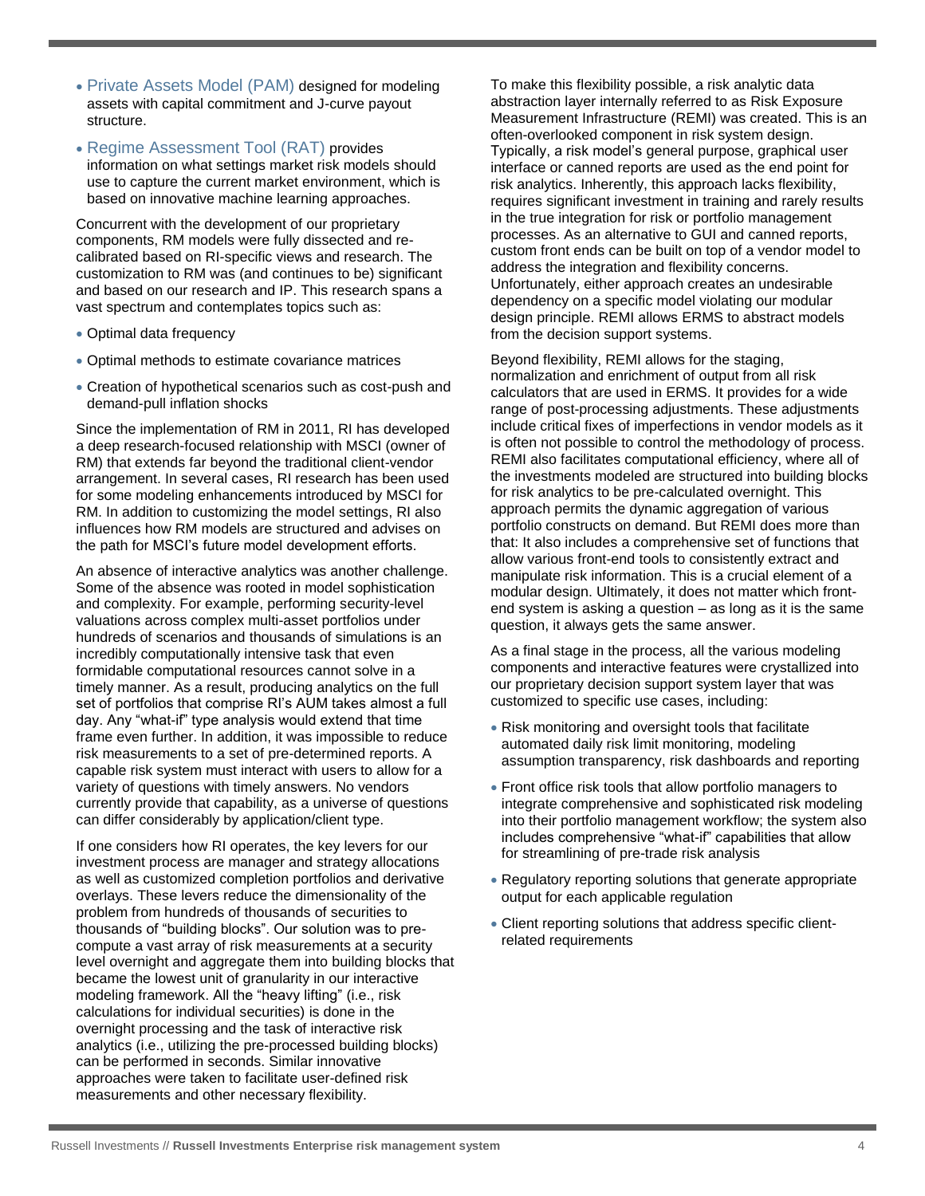- **Private Assets Model (PAM)** designed for modeling assets with capital commitment and J-curve payout structure.
- **Regime Assessment Tool (RAT)** provides information on what settings market risk models should use to capture the current market environment, which is based on innovative machine learning approaches.

Concurrent with the development of our proprietary components, RM models were fully dissected and re-calibrated based on RI-specific views and research. The customization to RM was (and continues to be) significant and based on our research and IP. This research spans a vast spectrum and contemplates topics such as:

- Optimal data frequency
- Optimal methods to estimate covariance matrices
- Creation of hypothetical scenarios such as cost-push and demand-pull inflation shocks

Since the implementation of RM in 2011, RI has developed a deep research-focused relationship with MSCI (owner of RM) that extends far beyond the traditional client-vendor arrangement. In several cases, RI research has been used for some modeling enhancements introduced by MSCI for RM. In addition to customizing the model settings, RI also influences how RM models are structured and advises on the path for MSCI's future model development efforts.

An absence of interactive analytics was another challenge. Some of the absence was rooted in model sophistication and complexity. For example, performing security-level valuations across complex multi-asset portfolios under hundreds of scenarios and thousands of simulations is an incredibly computationally intensive task that even formidable computational resources cannot solve in a timely manner. As a result, producing analytics on the full set of portfolios that comprise RI's AUM takes almost a full day. Any "what-if" type analysis would extend that time frame even further. In addition, it was impossible to reduce risk measurements to a set of pre-determined reports. A capable risk system must interact with users to allow for a variety of questions with timely answers. No vendors currently provide that capability, as a universe of questions can differ considerably by application/client type.

If one considers how RI operates, the key levers for our investment process are manager and strategy allocations as well as customized completion portfolios and derivative overlays. These levers reduce the dimensionality of the problem from hundreds of thousands of securities to thousands of "building blocks". Our solution was to pre-compute a vast array of risk measurements at a security level overnight and aggregate them into building blocks that became the lowest unit of granularity in our interactive modeling framework. All the "heavy lifting" (i.e., risk calculations for individual securities) is done in the overnight processing and the task of interactive risk analytics (i.e., utilizing the pre-processed building blocks) can be performed in seconds. Similar innovative approaches were taken to facilitate user-defined risk measurements and other necessary flexibility.

To make this flexibility possible, a risk analytic data abstraction layer internally referred to as Risk Exposure Measurement Infrastructure (REMI) was created. This is an often-overlooked component in risk system design. Typically, a risk model's general purpose, graphical user interface or canned reports are used as the end point for risk analytics. Inherently, this approach lacks flexibility, requires significant investment in training and rarely results in the true integration for risk or portfolio management processes. As an alternative to GUI and canned reports, custom front ends can be built on top of a vendor model to address the integration and flexibility concerns. Unfortunately, either approach creates an undesirable dependency on a specific model violating our modular design principle. REMI allows ERMS to abstract models from the decision support systems.

Beyond flexibility, REMI allows for the staging, normalization and enrichment of output from all risk calculators that are used in ERMS. It provides for a wide range of post-processing adjustments. These adjustments include critical fixes of imperfections in vendor models as it is often not possible to control the methodology of process. REMI also facilitates computational efficiency, where all of the investments modeled are structured into building blocks for risk analytics to be pre-calculated overnight. This approach permits the dynamic aggregation of various portfolio constructs on demand. But REMI does more than that: It also includes a comprehensive set of functions that allow various front-end tools to consistently extract and manipulate risk information. This is a crucial element of a modular design. Ultimately, it does not matter which front-end system is asking a question – as long as it is the same question, it always gets the same answer.

As a final stage in the process, all the various modeling components and interactive features were crystallized into our proprietary decision support system layer that was customized to specific use cases, including:

- Risk monitoring and oversight tools that facilitate automated daily risk limit monitoring, modeling assumption transparency, risk dashboards and reporting
- Front office risk tools that allow portfolio managers to integrate comprehensive and sophisticated risk modeling into their portfolio management workflow; the system also includes comprehensive "what-if" capabilities that allow for streamlining of pre-trade risk analysis
- Regulatory reporting solutions that generate appropriate output for each applicable regulation
- Client reporting solutions that address specific client-related requirements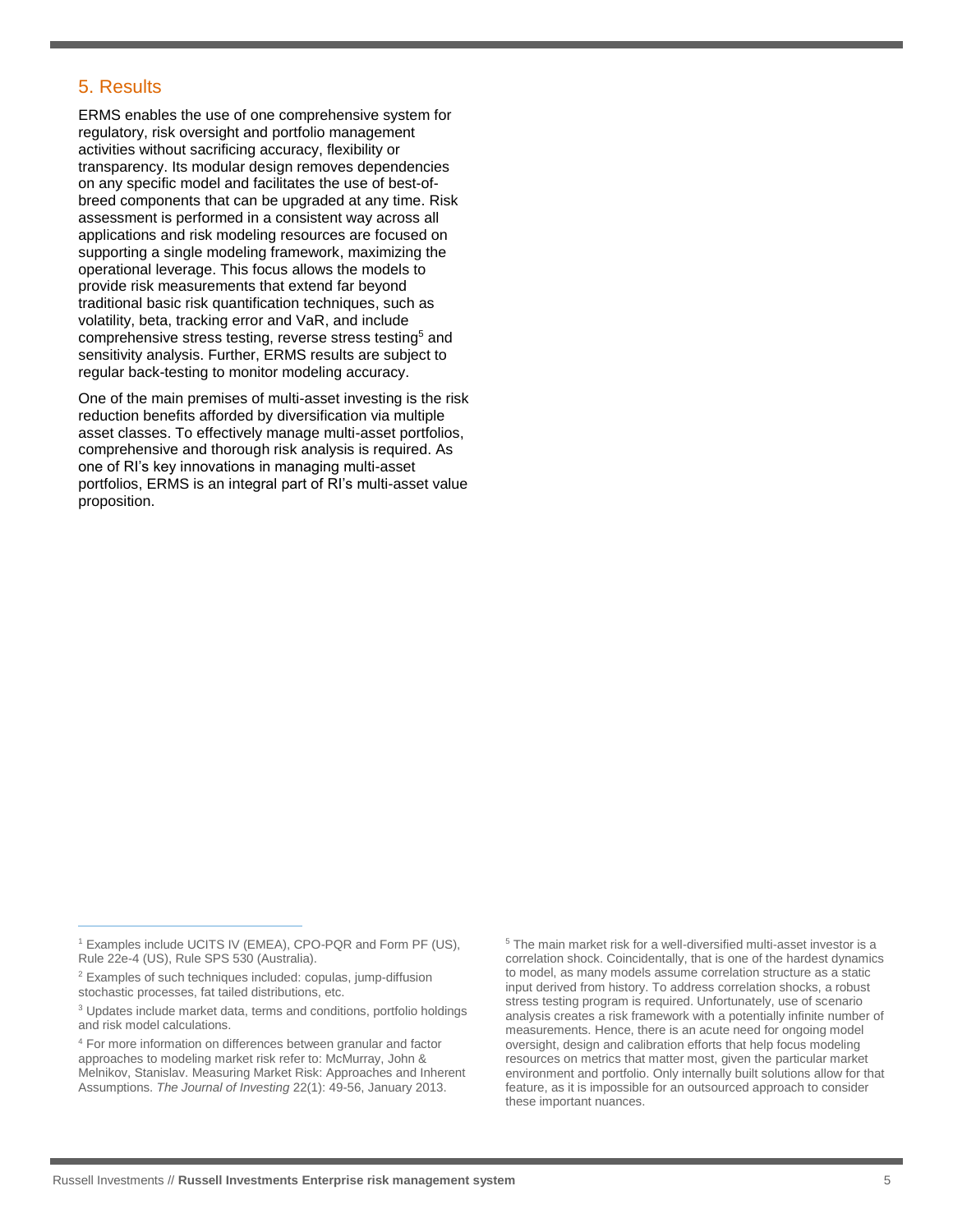## 5. Results

ERMS enables the use of one comprehensive system for regulatory, risk oversight and portfolio management activities without sacrificing accuracy, flexibility or transparency. Its modular design removes dependencies on any specific model and facilitates the use of best-of-breed components that can be upgraded at any time. Risk assessment is performed in a consistent way across all applications and risk modeling resources are focused on supporting a single modeling framework, maximizing the operational leverage. This focus allows the models to provide risk measurements that extend far beyond traditional basic risk quantification techniques, such as volatility, beta, tracking error and VaR, and include comprehensive stress testing, reverse stress testing[5] and sensitivity analysis. Further, ERMS results are subject to regular back-testing to monitor modeling accuracy.

One of the main premises of multi-asset investing is the risk reduction benefits afforded by diversification via multiple asset classes. To effectively manage multi-asset portfolios, comprehensive and thorough risk analysis is required. As one of RI's key innovations in managing multi-asset portfolios, ERMS is an integral part of RI's multi-asset value proposition.

---

[1] Examples include UCITS IV (EMEA), CPO-PQR and Form PF (US), Rule 22e-4 (US), Rule SPS 530 (Australia).

[2] Examples of such techniques included: copulas, jump-diffusion stochastic processes, fat tailed distributions, etc.

[3] Updates include market data, terms and conditions, portfolio holdings and risk model calculations.

[4] For more information on differences between granular and factor approaches to modeling market risk refer to: McMurray, John & Melnikov, Stanislav. Measuring Market Risk: Approaches and Inherent Assumptions. *The Journal of Investing* 22(1): 49-56, January 2013.

[5] The main market risk for a well-diversified multi-asset investor is a correlation shock. Coincidentally, that is one of the hardest dynamics to model, as many models assume correlation structure as a static input derived from history. To address correlation shocks, a robust stress testing program is required. Unfortunately, use of scenario analysis creates a risk framework with a potentially infinite number of measurements. Hence, there is an acute need for ongoing model oversight, design and calibration efforts that help focus modeling resources on metrics that matter most, given the particular market environment and portfolio. Only internally built solutions allow for that feature, as it is impossible for an outsourced approach to consider these important nuances.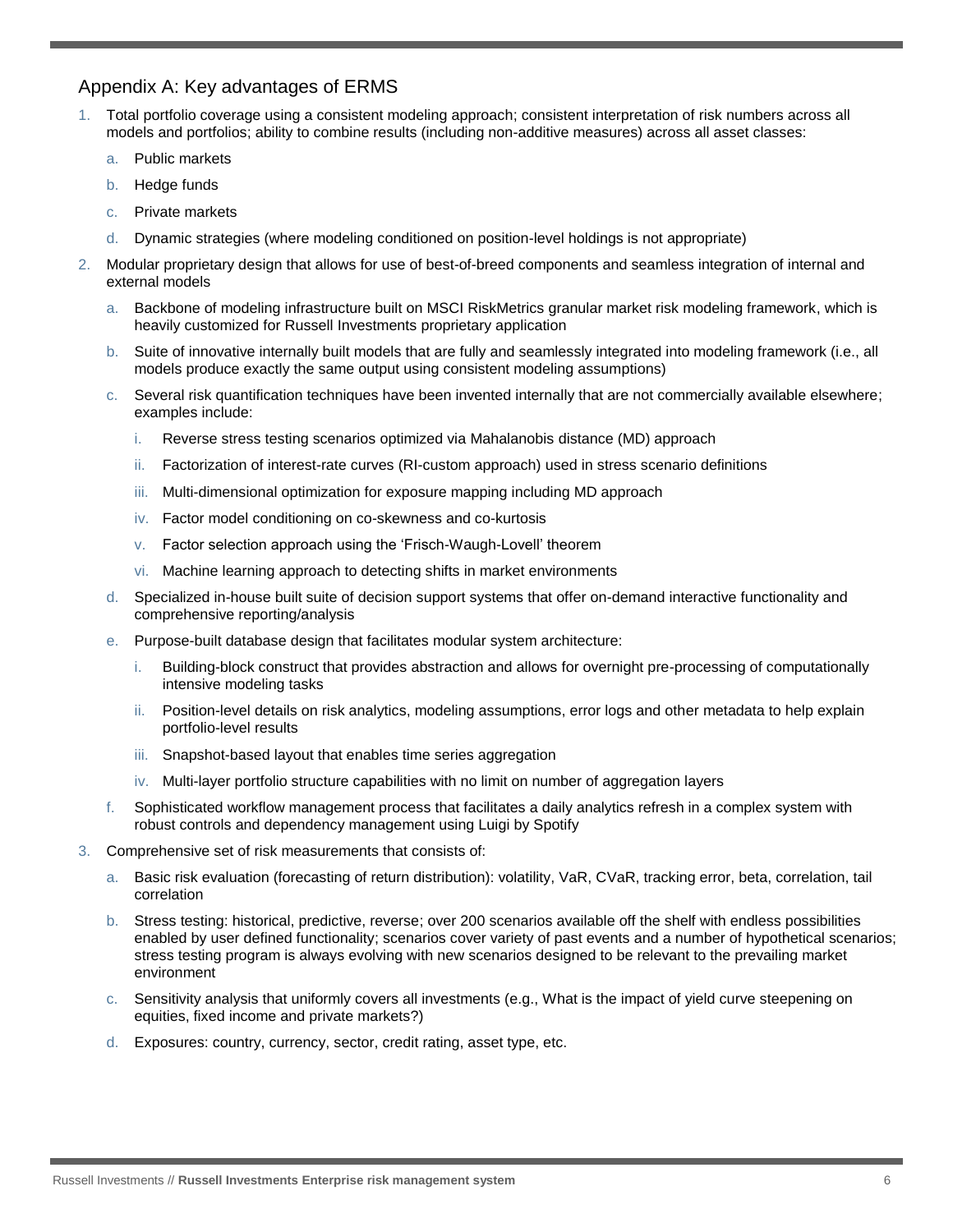## Appendix A: Key advantages of ERMS

1. Total portfolio coverage using a consistent modeling approach; consistent interpretation of risk numbers across all models and portfolios; ability to combine results (including non-additive measures) across all asset classes:
   a. Public markets
   b. Hedge funds
   c. Private markets
   d. Dynamic strategies (where modeling conditioned on position-level holdings is not appropriate)
2. Modular proprietary design that allows for use of best-of-breed components and seamless integration of internal and external models
   a. Backbone of modeling infrastructure built on MSCI RiskMetrics granular market risk modeling framework, which is heavily customized for Russell Investments proprietary application
   b. Suite of innovative internally built models that are fully and seamlessly integrated into modeling framework (i.e., all models produce exactly the same output using consistent modeling assumptions)
   c. Several risk quantification techniques have been invented internally that are not commercially available elsewhere; examples include:
      i. Reverse stress testing scenarios optimized via Mahalanobis distance (MD) approach
      ii. Factorization of interest-rate curves (RI-custom approach) used in stress scenario definitions
      iii. Multi-dimensional optimization for exposure mapping including MD approach
      iv. Factor model conditioning on co-skewness and co-kurtosis
      v. Factor selection approach using the 'Frisch-Waugh-Lovell' theorem
      vi. Machine learning approach to detecting shifts in market environments
   d. Specialized in-house built suite of decision support systems that offer on-demand interactive functionality and comprehensive reporting/analysis
   e. Purpose-built database design that facilitates modular system architecture:
      i. Building-block construct that provides abstraction and allows for overnight pre-processing of computationally intensive modeling tasks
      ii. Position-level details on risk analytics, modeling assumptions, error logs and other metadata to help explain portfolio-level results
      iii. Snapshot-based layout that enables time series aggregation
      iv. Multi-layer portfolio structure capabilities with no limit on number of aggregation layers
   f. Sophisticated workflow management process that facilitates a daily analytics refresh in a complex system with robust controls and dependency management using Luigi by Spotify
3. Comprehensive set of risk measurements that consists of:
   a. Basic risk evaluation (forecasting of return distribution): volatility, VaR, CVaR, tracking error, beta, correlation, tail correlation
   b. Stress testing: historical, predictive, reverse; over 200 scenarios available off the shelf with endless possibilities enabled by user defined functionality; scenarios cover variety of past events and a number of hypothetical scenarios; stress testing program is always evolving with new scenarios designed to be relevant to the prevailing market environment
   c. Sensitivity analysis that uniformly covers all investments (e.g., What is the impact of yield curve steepening on equities, fixed income and private markets?)
   d. Exposures: country, currency, sector, credit rating, asset type, etc.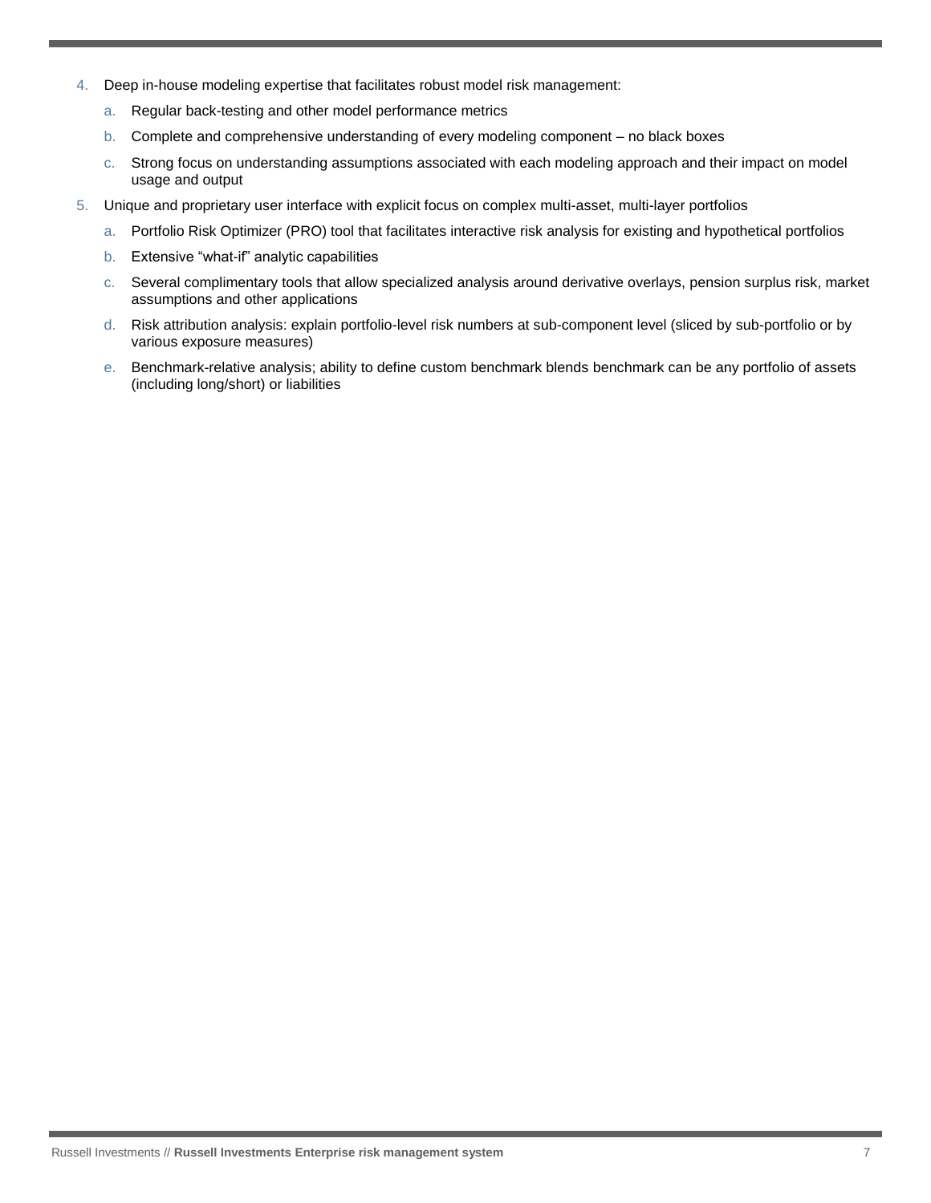4. Deep in-house modeling expertise that facilitates robust model risk management:
   a. Regular back-testing and other model performance metrics
   b. Complete and comprehensive understanding of every modeling component – no black boxes
   c. Strong focus on understanding assumptions associated with each modeling approach and their impact on model usage and output
5. Unique and proprietary user interface with explicit focus on complex multi-asset, multi-layer portfolios
   a. Portfolio Risk Optimizer (PRO) tool that facilitates interactive risk analysis for existing and hypothetical portfolios
   b. Extensive "what-if" analytic capabilities
   c. Several complimentary tools that allow specialized analysis around derivative overlays, pension surplus risk, market assumptions and other applications
   d. Risk attribution analysis: explain portfolio-level risk numbers at sub-component level (sliced by sub-portfolio or by various exposure measures)
   e. Benchmark-relative analysis; ability to define custom benchmark blends benchmark can be any portfolio of assets (including long/short) or liabilities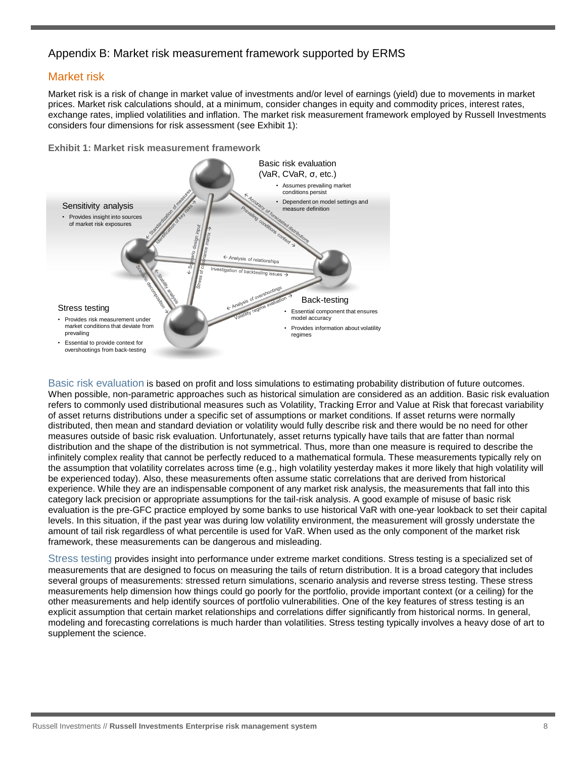# Appendix B: Market risk measurement framework supported by ERMS

## Market risk

Market risk is a risk of change in market value of investments and/or level of earnings (yield) due to movements in market prices. Market risk calculations should, at a minimum, consider changes in equity and commodity prices, interest rates, exchange rates, implied volatilities and inflation. The market risk measurement framework employed by Russell Investments considers four dimensions for risk assessment (see Exhibit 1):

**Exhibit 1: Market risk measurement framework**

Basic risk evaluation (VaR, CVaR, σ, etc.)
- Assumes prevailing market conditions persist
- Dependent on model settings and measure definition

Sensitivity analysis
- Provides insight into sources of market risk exposures

Stress testing
- Provides risk measurement under market conditions that deviate from prevailing
- Essential to provide context for overshootings from back-testing

Back-testing
- Essential component that ensures model accuracy
- Provides information about volatility regimes

← Standardization of measures
Identification of key risks →
← Accuracy of forecasted distributions
Prevailing conditions context →
← Scenario design input
Stress of covariance matrix →
← Analysis of relationships
Investigation of backtesting issues →
Scenario decomposition →
← Stability analysis
← Analysis of overshootings
Volatility regime evaluation →

Basic risk evaluation is based on profit and loss simulations to estimating probability distribution of future outcomes. When possible, non-parametric approaches such as historical simulation are considered as an addition. Basic risk evaluation refers to commonly used distributional measures such as Volatility, Tracking Error and Value at Risk that forecast variability of asset returns distributions under a specific set of assumptions or market conditions. If asset returns were normally distributed, then mean and standard deviation or volatility would fully describe risk and there would be no need for other measures outside of basic risk evaluation. Unfortunately, asset returns typically have tails that are fatter than normal distribution and the shape of the distribution is not symmetrical. Thus, more than one measure is required to describe the infinitely complex reality that cannot be perfectly reduced to a mathematical formula. These measurements typically rely on the assumption that volatility correlates across time (e.g., high volatility yesterday makes it more likely that high volatility will be experienced today). Also, these measurements often assume static correlations that are derived from historical experience. While they are an indispensable component of any market risk analysis, the measurements that fall into this category lack precision or appropriate assumptions for the tail-risk analysis. A good example of misuse of basic risk evaluation is the pre-GFC practice employed by some banks to use historical VaR with one-year lookback to set their capital levels. In this situation, if the past year was during low volatility environment, the measurement will grossly understate the amount of tail risk regardless of what percentile is used for VaR. When used as the only component of the market risk framework, these measurements can be dangerous and misleading.

Stress testing provides insight into performance under extreme market conditions. Stress testing is a specialized set of measurements that are designed to focus on measuring the tails of return distribution. It is a broad category that includes several groups of measurements: stressed return simulations, scenario analysis and reverse stress testing. These stress measurements help dimension how things could go poorly for the portfolio, provide important context (or a ceiling) for the other measurements and help identify sources of portfolio vulnerabilities. One of the key features of stress testing is an explicit assumption that certain market relationships and correlations differ significantly from historical norms. In general, modeling and forecasting correlations is much harder than volatilities. Stress testing typically involves a heavy dose of art to supplement the science.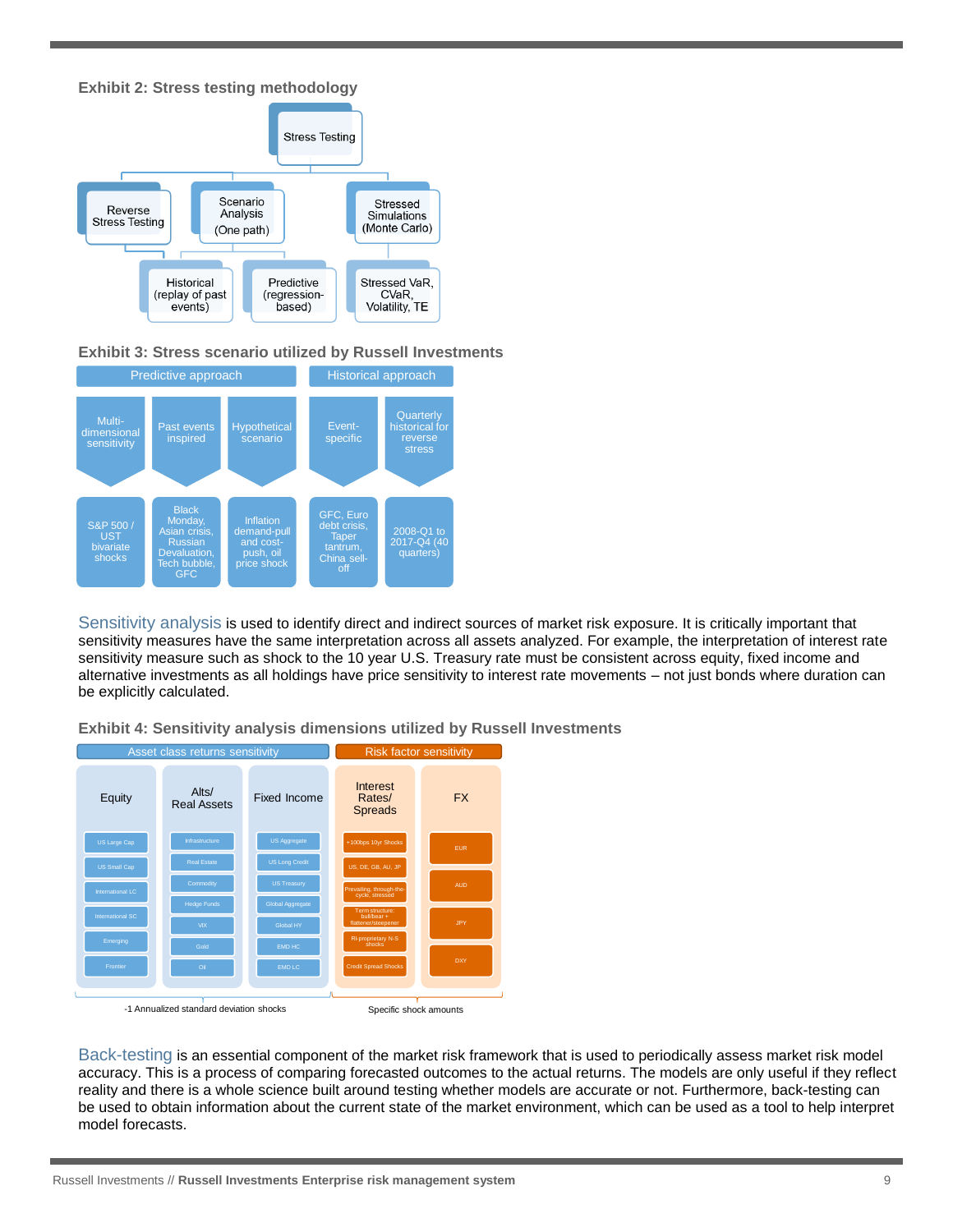**Exhibit 2: Stress testing methodology**

- Stress Testing
  - Reverse Stress Testing
  - Scenario Analysis (One path)
    - Historical (replay of past events)
    - Predictive (regression-based)
  - Stressed Simulations (Monte Carlo)
    - Stressed VaR, CVaR, Volatility, TE

**Exhibit 3: Stress scenario utilized by Russell Investments**

| Predictive approach | | | Historical approach | |
|---|---|---|---|---|
| Multi-dimensional sensitivity | Past events inspired | Hypothetical scenario | Event-specific | Quarterly historical for reverse stress |
| S&P 500 / UST bivariate shocks | Black Monday, Asian crisis, Russian Devaluation, Tech bubble, GFC | Inflation demand-pull and cost-push, oil price shock | GFC, Euro debt crisis, Taper tantrum, China sell-off | 2008-Q1 to 2017-Q4 (40 quarters) |

Sensitivity analysis is used to identify direct and indirect sources of market risk exposure. It is critically important that sensitivity measures have the same interpretation across all assets analyzed. For example, the interpretation of interest rate sensitivity measure such as shock to the 10 year U.S. Treasury rate must be consistent across equity, fixed income and alternative investments as all holdings have price sensitivity to interest rate movements – not just bonds where duration can be explicitly calculated.

**Exhibit 4: Sensitivity analysis dimensions utilized by Russell Investments**

| Asset class returns sensitivity | | | Risk factor sensitivity | |
|---|---|---|---|---|
| Equity | Alts/ Real Assets | Fixed Income | Interest Rates/ Spreads | FX |
| US Large Cap | Infrastructure | US Aggregate | +100bps 10yr Shocks | EUR |
| US Small Cap | Real Estate | US Long Credit | US, DE, GB, AU, JP | AUD |
| International LC | Commodity | US Treasury | Prevailing, through-the-cycle, stressed | JPY |
| International SC | Hedge Funds | Global Aggregate | Term structure: bull/bear + flattener/steepener | DXY |
| Emerging | VIX | Global HY | RI-proprietary N-S shocks | |
| Frontier | Gold | EMD HC | Credit Spread Shocks | |
| | Oil | EMD LC | | |
| -1 Annualized standard deviation shocks | | | Specific shock amounts | |

Back-testing is an essential component of the market risk framework that is used to periodically assess market risk model accuracy. This is a process of comparing forecasted outcomes to the actual returns. The models are only useful if they reflect reality and there is a whole science built around testing whether models are accurate or not. Furthermore, back-testing can be used to obtain information about the current state of the market environment, which can be used as a tool to help interpret model forecasts.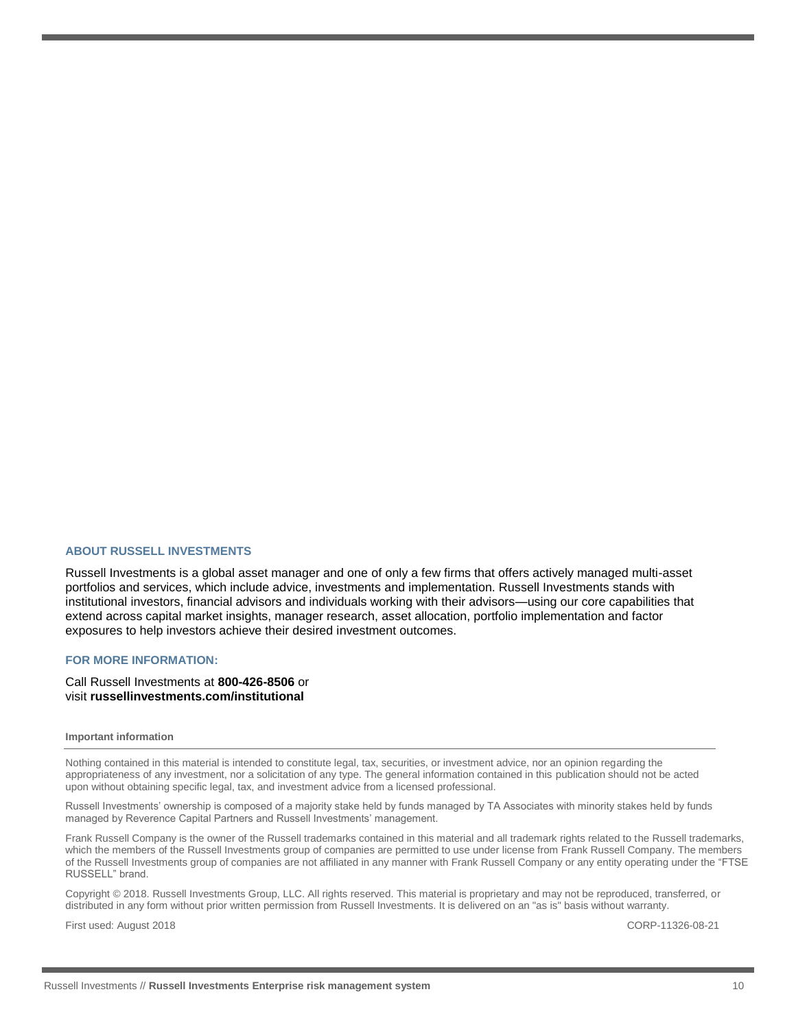### ABOUT RUSSELL INVESTMENTS

Russell Investments is a global asset manager and one of only a few firms that offers actively managed multi-asset portfolios and services, which include advice, investments and implementation. Russell Investments stands with institutional investors, financial advisors and individuals working with their advisors—using our core capabilities that extend across capital market insights, manager research, asset allocation, portfolio implementation and factor exposures to help investors achieve their desired investment outcomes.

### FOR MORE INFORMATION:

Call Russell Investments at **800-426-8506** or
visit **russellinvestments.com/institutional**

**Important information**

Nothing contained in this material is intended to constitute legal, tax, securities, or investment advice, nor an opinion regarding the appropriateness of any investment, nor a solicitation of any type. The general information contained in this publication should not be acted upon without obtaining specific legal, tax, and investment advice from a licensed professional.

Russell Investments' ownership is composed of a majority stake held by funds managed by TA Associates with minority stakes held by funds managed by Reverence Capital Partners and Russell Investments' management.

Frank Russell Company is the owner of the Russell trademarks contained in this material and all trademark rights related to the Russell trademarks, which the members of the Russell Investments group of companies are permitted to use under license from Frank Russell Company. The members of the Russell Investments group of companies are not affiliated in any manner with Frank Russell Company or any entity operating under the "FTSE RUSSELL" brand.

Copyright © 2018. Russell Investments Group, LLC. All rights reserved. This material is proprietary and may not be reproduced, transferred, or distributed in any form without prior written permission from Russell Investments. It is delivered on an "as is" basis without warranty.

First used: August 2018 CORP-11326-08-21